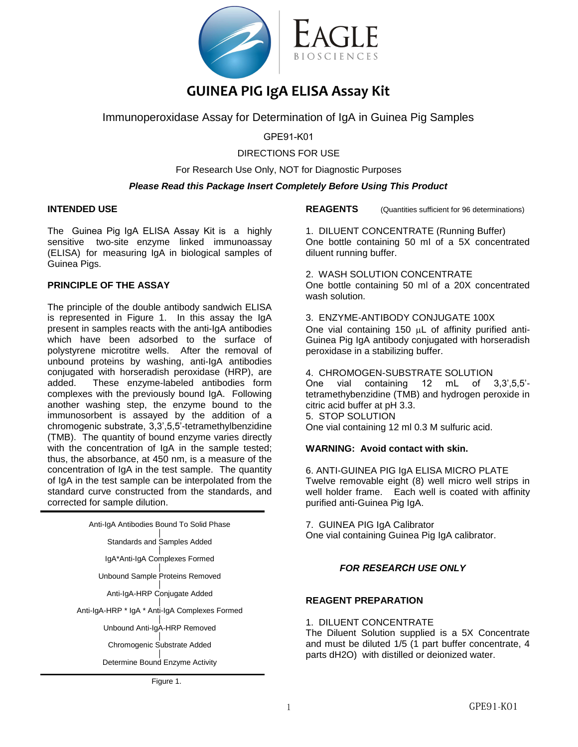# GUINEA PIG IgA ELISA Assay Kit

Immunoperoxidase Assay for Determination of IgA in Guinea Pig Samples

GPE91-K01

DIRECTIONS FOR USE

For Research Use Only, NOT for Diagnostic Purposes

***Please Read this Package Insert Completely Before Using This Product***

## INTENDED USE

The Guinea Pig IgA ELISA Assay Kit is a highly sensitive two-site enzyme linked immunoassay (ELISA) for measuring IgA in biological samples of Guinea Pigs.

## PRINCIPLE OF THE ASSAY

The principle of the double antibody sandwich ELISA is represented in Figure 1. In this assay the IgA present in samples reacts with the anti-IgA antibodies which have been adsorbed to the surface of polystyrene microtitre wells. After the removal of unbound proteins by washing, anti-IgA antibodies conjugated with horseradish peroxidase (HRP), are added. These enzyme-labeled antibodies form complexes with the previously bound IgA. Following another washing step, the enzyme bound to the immunosorbent is assayed by the addition of a chromogenic substrate, 3,3',5,5'-tetramethylbenzidine (TMB). The quantity of bound enzyme varies directly with the concentration of IgA in the sample tested; thus, the absorbance, at 450 nm, is a measure of the concentration of IgA in the test sample. The quantity of IgA in the test sample can be interpolated from the standard curve constructed from the standards, and corrected for sample dilution.

Anti-IgA Antibodies Bound To Solid Phase
|
Standards and Samples Added
|
IgA*Anti-IgA Complexes Formed
|
Unbound Sample Proteins Removed
|
Anti-IgA-HRP Conjugate Added
|
Anti-IgA-HRP * IgA * Anti-IgA Complexes Formed
|
Unbound Anti-IgA-HRP Removed
|
Chromogenic Substrate Added
|
Determine Bound Enzyme Activity

Figure 1.

## REAGENTS (Quantities sufficient for 96 determinations)

1. DILUENT CONCENTRATE (Running Buffer)
One bottle containing 50 ml of a 5X concentrated diluent running buffer.

2. WASH SOLUTION CONCENTRATE
One bottle containing 50 ml of a 20X concentrated wash solution.

3. ENZYME-ANTIBODY CONJUGATE 100X
One vial containing 150 µL of affinity purified anti-Guinea Pig IgA antibody conjugated with horseradish peroxidase in a stabilizing buffer.

4. CHROMOGEN-SUBSTRATE SOLUTION
One vial containing 12 mL of 3,3',5,5'-tetramethybenzidine (TMB) and hydrogen peroxide in citric acid buffer at pH 3.3.

5. STOP SOLUTION
One vial containing 12 ml 0.3 M sulfuric acid.

**WARNING: Avoid contact with skin.**

6. ANTI-GUINEA PIG IgA ELISA MICRO PLATE
Twelve removable eight (8) well micro well strips in well holder frame. Each well is coated with affinity purified anti-Guinea Pig IgA.

7. GUINEA PIG IgA Calibrator
One vial containing Guinea Pig IgA calibrator.

***FOR RESEARCH USE ONLY***

## REAGENT PREPARATION

1. DILUENT CONCENTRATE
The Diluent Solution supplied is a 5X Concentrate and must be diluted 1/5 (1 part buffer concentrate, 4 parts dH2O) with distilled or deionized water.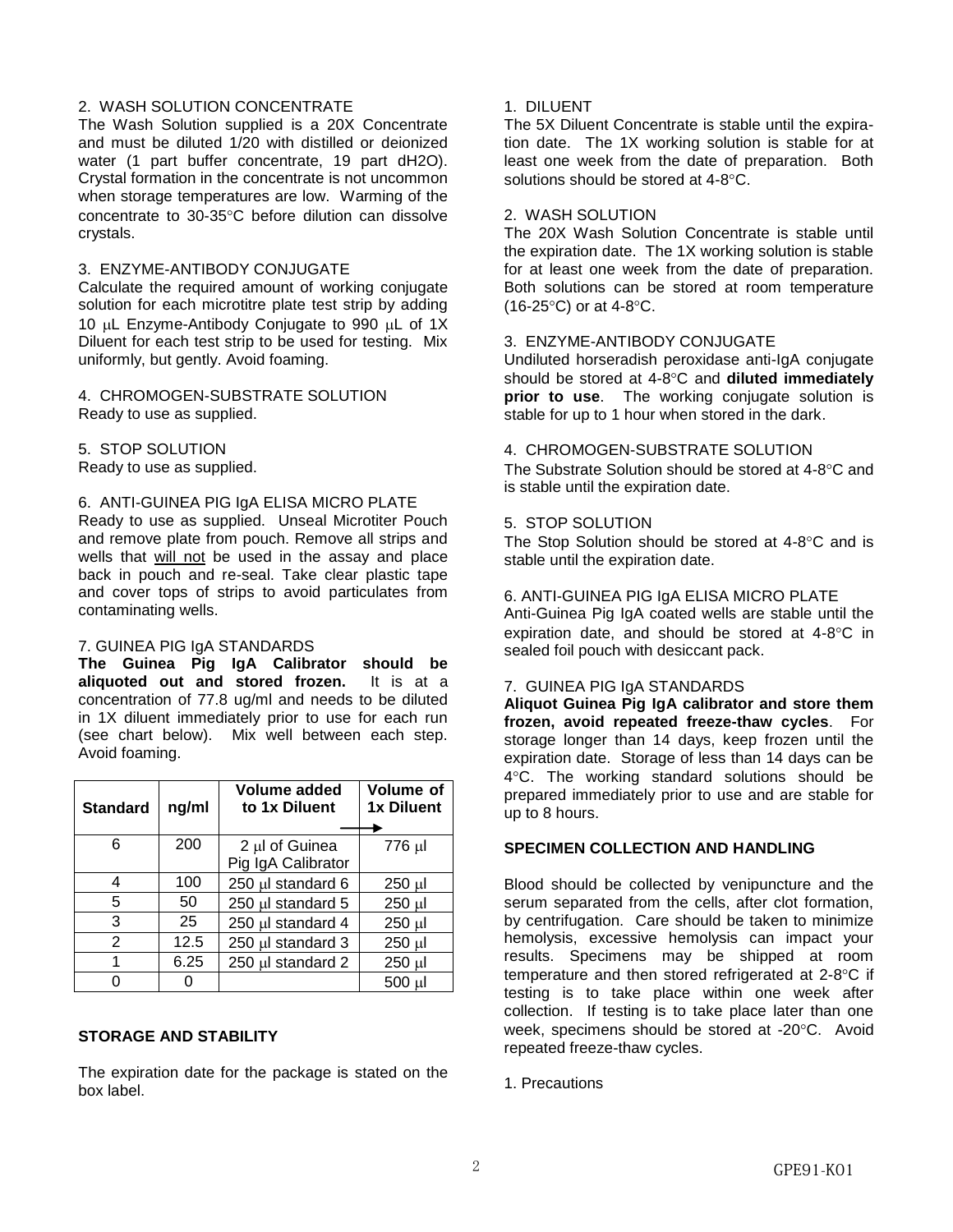2. WASH SOLUTION CONCENTRATE
The Wash Solution supplied is a 20X Concentrate and must be diluted 1/20 with distilled or deionized water (1 part buffer concentrate, 19 part dH2O). Crystal formation in the concentrate is not uncommon when storage temperatures are low. Warming of the concentrate to 30-35°C before dilution can dissolve crystals.

3. ENZYME-ANTIBODY CONJUGATE
Calculate the required amount of working conjugate solution for each microtitre plate test strip by adding 10 µL Enzyme-Antibody Conjugate to 990 µL of 1X Diluent for each test strip to be used for testing. Mix uniformly, but gently. Avoid foaming.

4. CHROMOGEN-SUBSTRATE SOLUTION
Ready to use as supplied.

5. STOP SOLUTION
Ready to use as supplied.

6. ANTI-GUINEA PIG IgA ELISA MICRO PLATE
Ready to use as supplied. Unseal Microtiter Pouch and remove plate from pouch. Remove all strips and wells that will not be used in the assay and place back in pouch and re-seal. Take clear plastic tape and cover tops of strips to avoid particulates from contaminating wells.

7. GUINEA PIG IgA STANDARDS
**The Guinea Pig IgA Calibrator should be aliquoted out and stored frozen.** It is at a concentration of 77.8 ug/ml and needs to be diluted in 1X diluent immediately prior to use for each run (see chart below). Mix well between each step. Avoid foaming.

| Standard | ng/ml | Volume added to 1x Diluent → | Volume of 1x Diluent |
|---|---|---|---|
| 6 | 200 | 2 µl of Guinea Pig IgA Calibrator | 776 µl |
| 4 | 100 | 250 µl standard 6 | 250 µl |
| 5 | 50 | 250 µl standard 5 | 250 µl |
| 3 | 25 | 250 µl standard 4 | 250 µl |
| 2 | 12.5 | 250 µl standard 3 | 250 µl |
| 1 | 6.25 | 250 µl standard 2 | 250 µl |
| 0 | 0 | | 500 µl |

**STORAGE AND STABILITY**

The expiration date for the package is stated on the box label.

1. DILUENT
The 5X Diluent Concentrate is stable until the expiration date. The 1X working solution is stable for at least one week from the date of preparation. Both solutions should be stored at 4-8°C.

2. WASH SOLUTION
The 20X Wash Solution Concentrate is stable until the expiration date. The 1X working solution is stable for at least one week from the date of preparation. Both solutions can be stored at room temperature (16-25°C) or at 4-8°C.

3. ENZYME-ANTIBODY CONJUGATE
Undiluted horseradish peroxidase anti-IgA conjugate should be stored at 4-8°C and **diluted immediately prior to use**. The working conjugate solution is stable for up to 1 hour when stored in the dark.

4. CHROMOGEN-SUBSTRATE SOLUTION
The Substrate Solution should be stored at 4-8°C and is stable until the expiration date.

5. STOP SOLUTION
The Stop Solution should be stored at 4-8°C and is stable until the expiration date.

6. ANTI-GUINEA PIG IgA ELISA MICRO PLATE
Anti-Guinea Pig IgA coated wells are stable until the expiration date, and should be stored at 4-8°C in sealed foil pouch with desiccant pack.

7. GUINEA PIG IgA STANDARDS
**Aliquot Guinea Pig IgA calibrator and store them frozen, avoid repeated freeze-thaw cycles**. For storage longer than 14 days, keep frozen until the expiration date. Storage of less than 14 days can be 4°C. The working standard solutions should be prepared immediately prior to use and are stable for up to 8 hours.

**SPECIMEN COLLECTION AND HANDLING**

Blood should be collected by venipuncture and the serum separated from the cells, after clot formation, by centrifugation. Care should be taken to minimize hemolysis, excessive hemolysis can impact your results. Specimens may be shipped at room temperature and then stored refrigerated at 2-8°C if testing is to take place within one week after collection. If testing is to take place later than one week, specimens should be stored at -20°C. Avoid repeated freeze-thaw cycles.

1. Precautions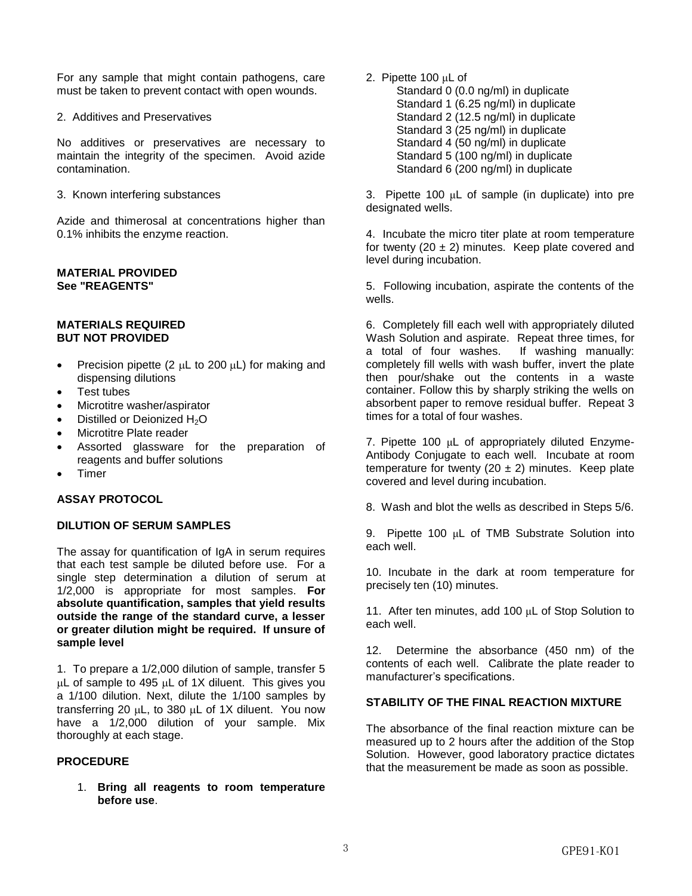For any sample that might contain pathogens, care must be taken to prevent contact with open wounds.

2. Additives and Preservatives

No additives or preservatives are necessary to maintain the integrity of the specimen. Avoid azide contamination.

3. Known interfering substances

Azide and thimerosal at concentrations higher than 0.1% inhibits the enzyme reaction.

**MATERIAL PROVIDED**
**See "REAGENTS"**

**MATERIALS REQUIRED**
**BUT NOT PROVIDED**

- Precision pipette (2 µL to 200 µL) for making and dispensing dilutions
- Test tubes
- Microtitre washer/aspirator
- Distilled or Deionized $H_2O$
- Microtitre Plate reader
- Assorted glassware for the preparation of reagents and buffer solutions
- Timer

**ASSAY PROTOCOL**

**DILUTION OF SERUM SAMPLES**

The assay for quantification of IgA in serum requires that each test sample be diluted before use. For a single step determination a dilution of serum at 1/2,000 is appropriate for most samples. **For absolute quantification, samples that yield results outside the range of the standard curve, a lesser or greater dilution might be required. If unsure of sample level**

1. To prepare a 1/2,000 dilution of sample, transfer 5 µL of sample to 495 µL of 1X diluent. This gives you a 1/100 dilution. Next, dilute the 1/100 samples by transferring 20 µL, to 380 µL of 1X diluent. You now have a 1/2,000 dilution of your sample. Mix thoroughly at each stage.

**PROCEDURE**

1. **Bring all reagents to room temperature before use**.

2. Pipette 100 µL of
   - Standard 0 (0.0 ng/ml) in duplicate
   - Standard 1 (6.25 ng/ml) in duplicate
   - Standard 2 (12.5 ng/ml) in duplicate
   - Standard 3 (25 ng/ml) in duplicate
   - Standard 4 (50 ng/ml) in duplicate
   - Standard 5 (100 ng/ml) in duplicate
   - Standard 6 (200 ng/ml) in duplicate

3. Pipette 100 µL of sample (in duplicate) into pre designated wells.

4. Incubate the micro titer plate at room temperature for twenty (20 ± 2) minutes. Keep plate covered and level during incubation.

5. Following incubation, aspirate the contents of the wells.

6. Completely fill each well with appropriately diluted Wash Solution and aspirate. Repeat three times, for a total of four washes. If washing manually: completely fill wells with wash buffer, invert the plate then pour/shake out the contents in a waste container. Follow this by sharply striking the wells on absorbent paper to remove residual buffer. Repeat 3 times for a total of four washes.

7. Pipette 100 µL of appropriately diluted Enzyme-Antibody Conjugate to each well. Incubate at room temperature for twenty (20 ± 2) minutes. Keep plate covered and level during incubation.

8. Wash and blot the wells as described in Steps 5/6.

9. Pipette 100 µL of TMB Substrate Solution into each well.

10. Incubate in the dark at room temperature for precisely ten (10) minutes.

11. After ten minutes, add 100 µL of Stop Solution to each well.

12. Determine the absorbance (450 nm) of the contents of each well. Calibrate the plate reader to manufacturer's specifications.

**STABILITY OF THE FINAL REACTION MIXTURE**

The absorbance of the final reaction mixture can be measured up to 2 hours after the addition of the Stop Solution. However, good laboratory practice dictates that the measurement be made as soon as possible.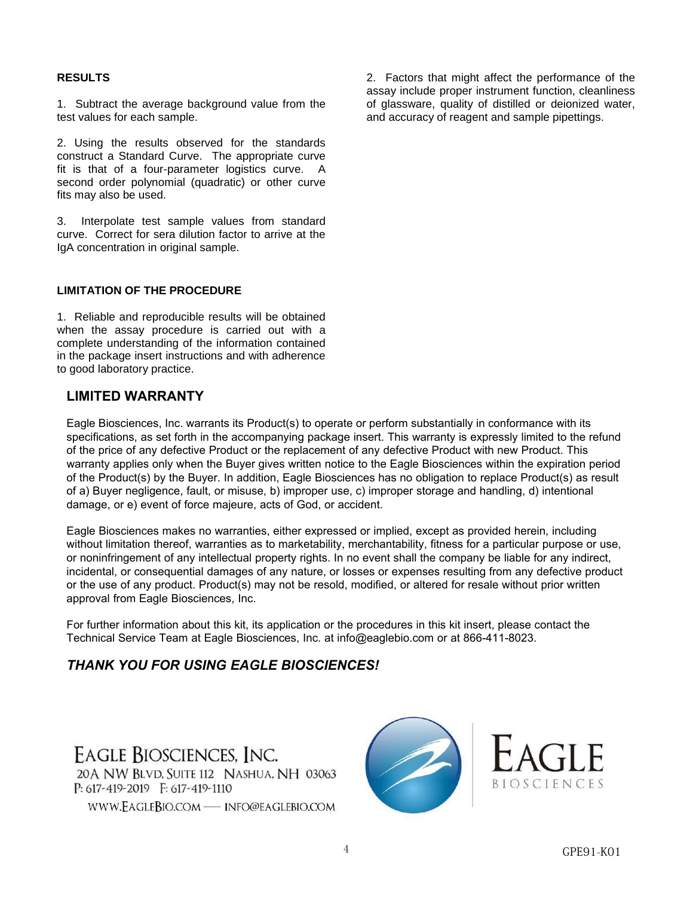### RESULTS

1. Subtract the average background value from the test values for each sample.

2. Using the results observed for the standards construct a Standard Curve. The appropriate curve fit is that of a four-parameter logistics curve. A second order polynomial (quadratic) or other curve fits may also be used.

3. Interpolate test sample values from standard curve. Correct for sera dilution factor to arrive at the IgA concentration in original sample.

### LIMITATION OF THE PROCEDURE

1. Reliable and reproducible results will be obtained when the assay procedure is carried out with a complete understanding of the information contained in the package insert instructions and with adherence to good laboratory practice.

2. Factors that might affect the performance of the assay include proper instrument function, cleanliness of glassware, quality of distilled or deionized water, and accuracy of reagent and sample pipettings.

## LIMITED WARRANTY

Eagle Biosciences, Inc. warrants its Product(s) to operate or perform substantially in conformance with its specifications, as set forth in the accompanying package insert. This warranty is expressly limited to the refund of the price of any defective Product or the replacement of any defective Product with new Product. This warranty applies only when the Buyer gives written notice to the Eagle Biosciences within the expiration period of the Product(s) by the Buyer. In addition, Eagle Biosciences has no obligation to replace Product(s) as result of a) Buyer negligence, fault, or misuse, b) improper use, c) improper storage and handling, d) intentional damage, or e) event of force majeure, acts of God, or accident.

Eagle Biosciences makes no warranties, either expressed or implied, except as provided herein, including without limitation thereof, warranties as to marketability, merchantability, fitness for a particular purpose or use, or noninfringement of any intellectual property rights. In no event shall the company be liable for any indirect, incidental, or consequential damages of any nature, or losses or expenses resulting from any defective product or the use of any product. Product(s) may not be resold, modified, or altered for resale without prior written approval from Eagle Biosciences, Inc.

For further information about this kit, its application or the procedures in this kit insert, please contact the Technical Service Team at Eagle Biosciences, Inc. at info@eaglebio.com or at 866-411-8023.

## *THANK YOU FOR USING EAGLE BIOSCIENCES!*

EAGLE BIOSCIENCES, INC.
20A NW BLVD, SUITE 112 NASHUA, NH 03063
P: 617-419-2019 F: 617-419-1110
WWW.EAGLEBIO.COM — INFO@EAGLEBIO.COM

EAGLE BIOSCIENCES

GPE91-K01